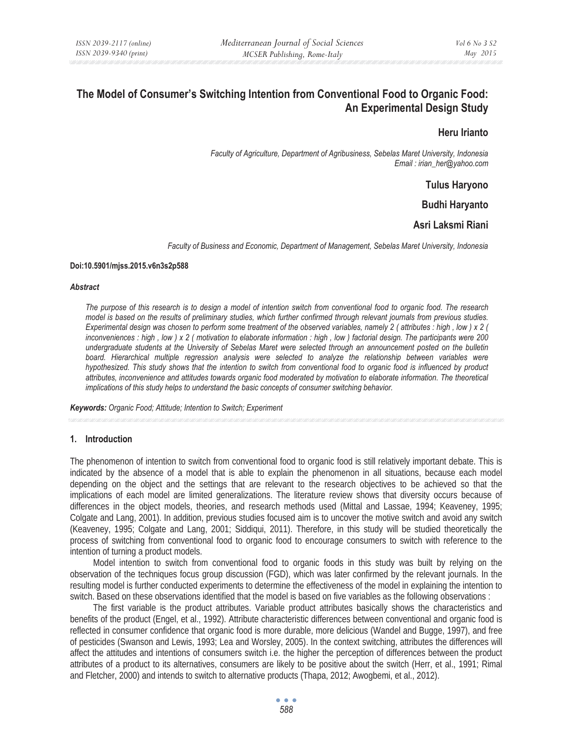# The Model of Consumer's Switching Intention from Conventional Food to Organic Food: An Experimental Design Study

**Heru Irianto**

*Faculty of Agriculture, Department of Agribusiness, Sebelas Maret University, Indonesia*
*Email : irian_her@yahoo.com*

**Tulus Haryono**

**Budhi Haryanto**

**Asri Laksmi Riani**

*Faculty of Business and Economic, Department of Management, Sebelas Maret University, Indonesia*

**Doi:10.5901/mjss.2015.v6n3s2p588**

***Abstract***

*The purpose of this research is to design a model of intention switch from conventional food to organic food. The research model is based on the results of preliminary studies, which further confirmed through relevant journals from previous studies. Experimental design was chosen to perform some treatment of the observed variables, namely 2 ( attributes : high , low ) x 2 ( inconveniences : high , low ) x 2 ( motivation to elaborate information : high , low ) factorial design. The participants were 200 undergraduate students at the University of Sebelas Maret were selected through an announcement posted on the bulletin board. Hierarchical multiple regression analysis were selected to analyze the relationship between variables were hypothesized. This study shows that the intention to switch from conventional food to organic food is influenced by product attributes, inconvenience and attitudes towards organic food moderated by motivation to elaborate information. The theoretical implications of this study helps to understand the basic concepts of consumer switching behavior.*

***Keywords:*** *Organic Food; Attitude; Intention to Switch; Experiment*

## 1. Introduction

The phenomenon of intention to switch from conventional food to organic food is still relatively important debate. This is indicated by the absence of a model that is able to explain the phenomenon in all situations, because each model depending on the object and the settings that are relevant to the research objectives to be achieved so that the implications of each model are limited generalizations. The literature review shows that diversity occurs because of differences in the object models, theories, and research methods used (Mittal and Lassae, 1994; Keaveney, 1995; Colgate and Lang, 2001). In addition, previous studies focused aim is to uncover the motive switch and avoid any switch (Keaveney, 1995; Colgate and Lang, 2001; Siddiqui, 2011). Therefore, in this study will be studied theoretically the process of switching from conventional food to organic food to encourage consumers to switch with reference to the intention of turning a product models.

Model intention to switch from conventional food to organic foods in this study was built by relying on the observation of the techniques focus group discussion (FGD), which was later confirmed by the relevant journals. In the resulting model is further conducted experiments to determine the effectiveness of the model in explaining the intention to switch. Based on these observations identified that the model is based on five variables as the following observations :

The first variable is the product attributes. Variable product attributes basically shows the characteristics and benefits of the product (Engel, et al., 1992). Attribute characteristic differences between conventional and organic food is reflected in consumer confidence that organic food is more durable, more delicious (Wandel and Bugge, 1997), and free of pesticides (Swanson and Lewis, 1993; Lea and Worsley, 2005). In the context switching, attributes the differences will affect the attitudes and intentions of consumers switch i.e. the higher the perception of differences between the product attributes of a product to its alternatives, consumers are likely to be positive about the switch (Herr, et al., 1991; Rimal and Fletcher, 2000) and intends to switch to alternative products (Thapa, 2012; Awogbemi, et al., 2012).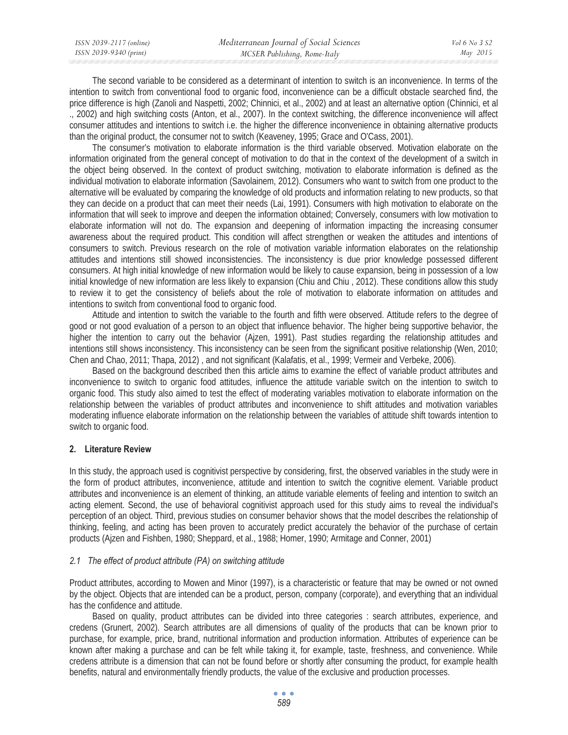The second variable to be considered as a determinant of intention to switch is an inconvenience. In terms of the intention to switch from conventional food to organic food, inconvenience can be a difficult obstacle searched find, the price difference is high (Zanoli and Naspetti, 2002; Chinnici, et al., 2002) and at least an alternative option (Chinnici, et al ., 2002) and high switching costs (Anton, et al., 2007). In the context switching, the difference inconvenience will affect consumer attitudes and intentions to switch i.e. the higher the difference inconvenience in obtaining alternative products than the original product, the consumer not to switch (Keaveney, 1995; Grace and O'Cass, 2001).

The consumer's motivation to elaborate information is the third variable observed. Motivation elaborate on the information originated from the general concept of motivation to do that in the context of the development of a switch in the object being observed. In the context of product switching, motivation to elaborate information is defined as the individual motivation to elaborate information (Savolainem, 2012). Consumers who want to switch from one product to the alternative will be evaluated by comparing the knowledge of old products and information relating to new products, so that they can decide on a product that can meet their needs (Lai, 1991). Consumers with high motivation to elaborate on the information that will seek to improve and deepen the information obtained; Conversely, consumers with low motivation to elaborate information will not do. The expansion and deepening of information impacting the increasing consumer awareness about the required product. This condition will affect strengthen or weaken the attitudes and intentions of consumers to switch. Previous research on the role of motivation variable information elaborates on the relationship attitudes and intentions still showed inconsistencies. The inconsistency is due prior knowledge possessed different consumers. At high initial knowledge of new information would be likely to cause expansion, being in possession of a low initial knowledge of new information are less likely to expansion (Chiu and Chiu , 2012). These conditions allow this study to review it to get the consistency of beliefs about the role of motivation to elaborate information on attitudes and intentions to switch from conventional food to organic food.

Attitude and intention to switch the variable to the fourth and fifth were observed. Attitude refers to the degree of good or not good evaluation of a person to an object that influence behavior. The higher being supportive behavior, the higher the intention to carry out the behavior (Ajzen, 1991). Past studies regarding the relationship attitudes and intentions still shows inconsistency. This inconsistency can be seen from the significant positive relationship (Wen, 2010; Chen and Chao, 2011; Thapa, 2012) , and not significant (Kalafatis, et al., 1999; Vermeir and Verbeke, 2006).

Based on the background described then this article aims to examine the effect of variable product attributes and inconvenience to switch to organic food attitudes, influence the attitude variable switch on the intention to switch to organic food. This study also aimed to test the effect of moderating variables motivation to elaborate information on the relationship between the variables of product attributes and inconvenience to shift attitudes and motivation variables moderating influence elaborate information on the relationship between the variables of attitude shift towards intention to switch to organic food.

## 2. Literature Review

In this study, the approach used is cognitivist perspective by considering, first, the observed variables in the study were in the form of product attributes, inconvenience, attitude and intention to switch the cognitive element. Variable product attributes and inconvenience is an element of thinking, an attitude variable elements of feeling and intention to switch an acting element. Second, the use of behavioral cognitivist approach used for this study aims to reveal the individual's perception of an object. Third, previous studies on consumer behavior shows that the model describes the relationship of thinking, feeling, and acting has been proven to accurately predict accurately the behavior of the purchase of certain products (Ajzen and Fishben, 1980; Sheppard, et al., 1988; Homer, 1990; Armitage and Conner, 2001)

### *2.1 The effect of product attribute (PA) on switching attitude*

Product attributes, according to Mowen and Minor (1997), is a characteristic or feature that may be owned or not owned by the object. Objects that are intended can be a product, person, company (corporate), and everything that an individual has the confidence and attitude.

Based on quality, product attributes can be divided into three categories : search attributes, experience, and credens (Grunert, 2002). Search attributes are all dimensions of quality of the products that can be known prior to purchase, for example, price, brand, nutritional information and production information. Attributes of experience can be known after making a purchase and can be felt while taking it, for example, taste, freshness, and convenience. While credens attribute is a dimension that can not be found before or shortly after consuming the product, for example health benefits, natural and environmentally friendly products, the value of the exclusive and production processes.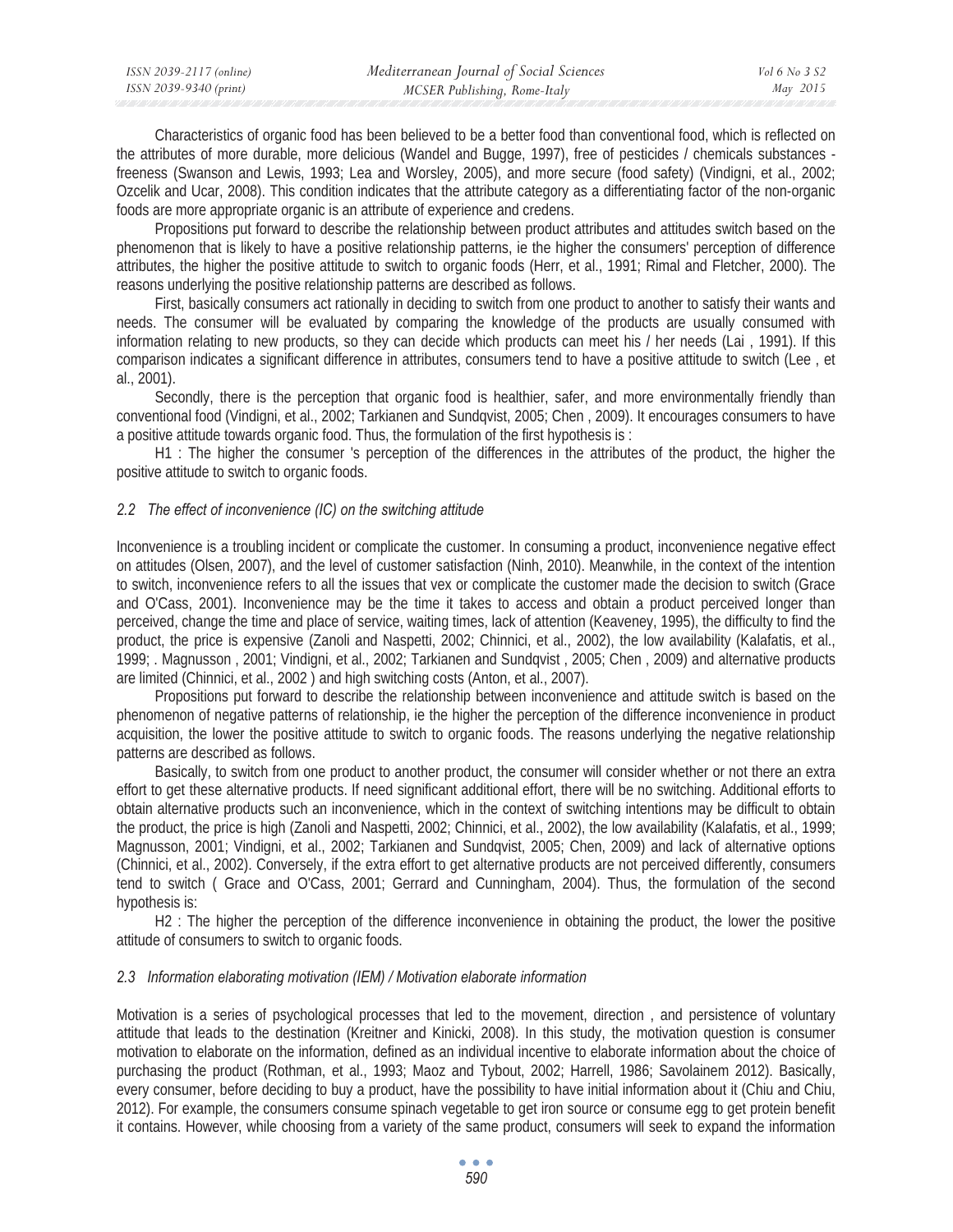Characteristics of organic food has been believed to be a better food than conventional food, which is reflected on the attributes of more durable, more delicious (Wandel and Bugge, 1997), free of pesticides / chemicals substances - freeness (Swanson and Lewis, 1993; Lea and Worsley, 2005), and more secure (food safety) (Vindigni, et al., 2002; Ozcelik and Ucar, 2008). This condition indicates that the attribute category as a differentiating factor of the non-organic foods are more appropriate organic is an attribute of experience and credens.

Propositions put forward to describe the relationship between product attributes and attitudes switch based on the phenomenon that is likely to have a positive relationship patterns, ie the higher the consumers' perception of difference attributes, the higher the positive attitude to switch to organic foods (Herr, et al., 1991; Rimal and Fletcher, 2000). The reasons underlying the positive relationship patterns are described as follows.

First, basically consumers act rationally in deciding to switch from one product to another to satisfy their wants and needs. The consumer will be evaluated by comparing the knowledge of the products are usually consumed with information relating to new products, so they can decide which products can meet his / her needs (Lai , 1991). If this comparison indicates a significant difference in attributes, consumers tend to have a positive attitude to switch (Lee , et al., 2001).

Secondly, there is the perception that organic food is healthier, safer, and more environmentally friendly than conventional food (Vindigni, et al., 2002; Tarkianen and Sundqvist, 2005; Chen , 2009). It encourages consumers to have a positive attitude towards organic food. Thus, the formulation of the first hypothesis is :

H1 : The higher the consumer 's perception of the differences in the attributes of the product, the higher the positive attitude to switch to organic foods.

### *2.2 The effect of inconvenience (IC) on the switching attitude*

Inconvenience is a troubling incident or complicate the customer. In consuming a product, inconvenience negative effect on attitudes (Olsen, 2007), and the level of customer satisfaction (Ninh, 2010). Meanwhile, in the context of the intention to switch, inconvenience refers to all the issues that vex or complicate the customer made the decision to switch (Grace and O'Cass, 2001). Inconvenience may be the time it takes to access and obtain a product perceived longer than perceived, change the time and place of service, waiting times, lack of attention (Keaveney, 1995), the difficulty to find the product, the price is expensive (Zanoli and Naspetti, 2002; Chinnici, et al., 2002), the low availability (Kalafatis, et al., 1999; . Magnusson , 2001; Vindigni, et al., 2002; Tarkianen and Sundqvist , 2005; Chen , 2009) and alternative products are limited (Chinnici, et al., 2002 ) and high switching costs (Anton, et al., 2007).

Propositions put forward to describe the relationship between inconvenience and attitude switch is based on the phenomenon of negative patterns of relationship, ie the higher the perception of the difference inconvenience in product acquisition, the lower the positive attitude to switch to organic foods. The reasons underlying the negative relationship patterns are described as follows.

Basically, to switch from one product to another product, the consumer will consider whether or not there an extra effort to get these alternative products. If need significant additional effort, there will be no switching. Additional efforts to obtain alternative products such an inconvenience, which in the context of switching intentions may be difficult to obtain the product, the price is high (Zanoli and Naspetti, 2002; Chinnici, et al., 2002), the low availability (Kalafatis, et al., 1999; Magnusson, 2001; Vindigni, et al., 2002; Tarkianen and Sundqvist, 2005; Chen, 2009) and lack of alternative options (Chinnici, et al., 2002). Conversely, if the extra effort to get alternative products are not perceived differently, consumers tend to switch ( Grace and O'Cass, 2001; Gerrard and Cunningham, 2004). Thus, the formulation of the second hypothesis is:

H2 : The higher the perception of the difference inconvenience in obtaining the product, the lower the positive attitude of consumers to switch to organic foods.

### *2.3 Information elaborating motivation (IEM) / Motivation elaborate information*

Motivation is a series of psychological processes that led to the movement, direction , and persistence of voluntary attitude that leads to the destination (Kreitner and Kinicki, 2008). In this study, the motivation question is consumer motivation to elaborate on the information, defined as an individual incentive to elaborate information about the choice of purchasing the product (Rothman, et al., 1993; Maoz and Tybout, 2002; Harrell, 1986; Savolainem 2012). Basically, every consumer, before deciding to buy a product, have the possibility to have initial information about it (Chiu and Chiu, 2012). For example, the consumers consume spinach vegetable to get iron source or consume egg to get protein benefit it contains. However, while choosing from a variety of the same product, consumers will seek to expand the information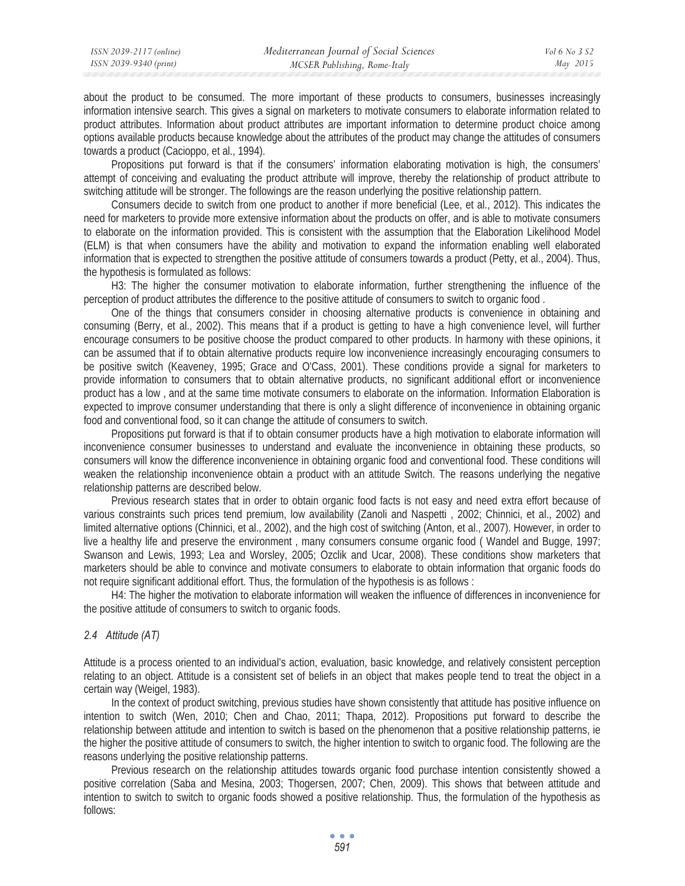about the product to be consumed. The more important of these products to consumers, businesses increasingly information intensive search. This gives a signal on marketers to motivate consumers to elaborate information related to product attributes. Information about product attributes are important information to determine product choice among options available products because knowledge about the attributes of the product may change the attitudes of consumers towards a product (Cacioppo, et al., 1994).

Propositions put forward is that if the consumers' information elaborating motivation is high, the consumers' attempt of conceiving and evaluating the product attribute will improve, thereby the relationship of product attribute to switching attitude will be stronger. The followings are the reason underlying the positive relationship pattern.

Consumers decide to switch from one product to another if more beneficial (Lee, et al., 2012). This indicates the need for marketers to provide more extensive information about the products on offer, and is able to motivate consumers to elaborate on the information provided. This is consistent with the assumption that the Elaboration Likelihood Model (ELM) is that when consumers have the ability and motivation to expand the information enabling well elaborated information that is expected to strengthen the positive attitude of consumers towards a product (Petty, et al., 2004). Thus, the hypothesis is formulated as follows:

H3: The higher the consumer motivation to elaborate information, further strengthening the influence of the perception of product attributes the difference to the positive attitude of consumers to switch to organic food .

One of the things that consumers consider in choosing alternative products is convenience in obtaining and consuming (Berry, et al., 2002). This means that if a product is getting to have a high convenience level, will further encourage consumers to be positive choose the product compared to other products. In harmony with these opinions, it can be assumed that if to obtain alternative products require low inconvenience increasingly encouraging consumers to be positive switch (Keaveney, 1995; Grace and O'Cass, 2001). These conditions provide a signal for marketers to provide information to consumers that to obtain alternative products, no significant additional effort or inconvenience product has a low , and at the same time motivate consumers to elaborate on the information. Information Elaboration is expected to improve consumer understanding that there is only a slight difference of inconvenience in obtaining organic food and conventional food, so it can change the attitude of consumers to switch.

Propositions put forward is that if to obtain consumer products have a high motivation to elaborate information will inconvenience consumer businesses to understand and evaluate the inconvenience in obtaining these products, so consumers will know the difference inconvenience in obtaining organic food and conventional food. These conditions will weaken the relationship inconvenience obtain a product with an attitude Switch. The reasons underlying the negative relationship patterns are described below.

Previous research states that in order to obtain organic food facts is not easy and need extra effort because of various constraints such prices tend premium, low availability (Zanoli and Naspetti , 2002; Chinnici, et al., 2002) and limited alternative options (Chinnici, et al., 2002), and the high cost of switching (Anton, et al., 2007). However, in order to live a healthy life and preserve the environment , many consumers consume organic food ( Wandel and Bugge, 1997; Swanson and Lewis, 1993; Lea and Worsley, 2005; Ozclik and Ucar, 2008). These conditions show marketers that marketers should be able to convince and motivate consumers to elaborate to obtain information that organic foods do not require significant additional effort. Thus, the formulation of the hypothesis is as follows :

H4: The higher the motivation to elaborate information will weaken the influence of differences in inconvenience for the positive attitude of consumers to switch to organic foods.

### *2.4 Attitude (AT)*

Attitude is a process oriented to an individual's action, evaluation, basic knowledge, and relatively consistent perception relating to an object. Attitude is a consistent set of beliefs in an object that makes people tend to treat the object in a certain way (Weigel, 1983).

In the context of product switching, previous studies have shown consistently that attitude has positive influence on intention to switch (Wen, 2010; Chen and Chao, 2011; Thapa, 2012). Propositions put forward to describe the relationship between attitude and intention to switch is based on the phenomenon that a positive relationship patterns, ie the higher the positive attitude of consumers to switch, the higher intention to switch to organic food. The following are the reasons underlying the positive relationship patterns.

Previous research on the relationship attitudes towards organic food purchase intention consistently showed a positive correlation (Saba and Mesina, 2003; Thogersen, 2007; Chen, 2009). This shows that between attitude and intention to switch to switch to organic foods showed a positive relationship. Thus, the formulation of the hypothesis as follows: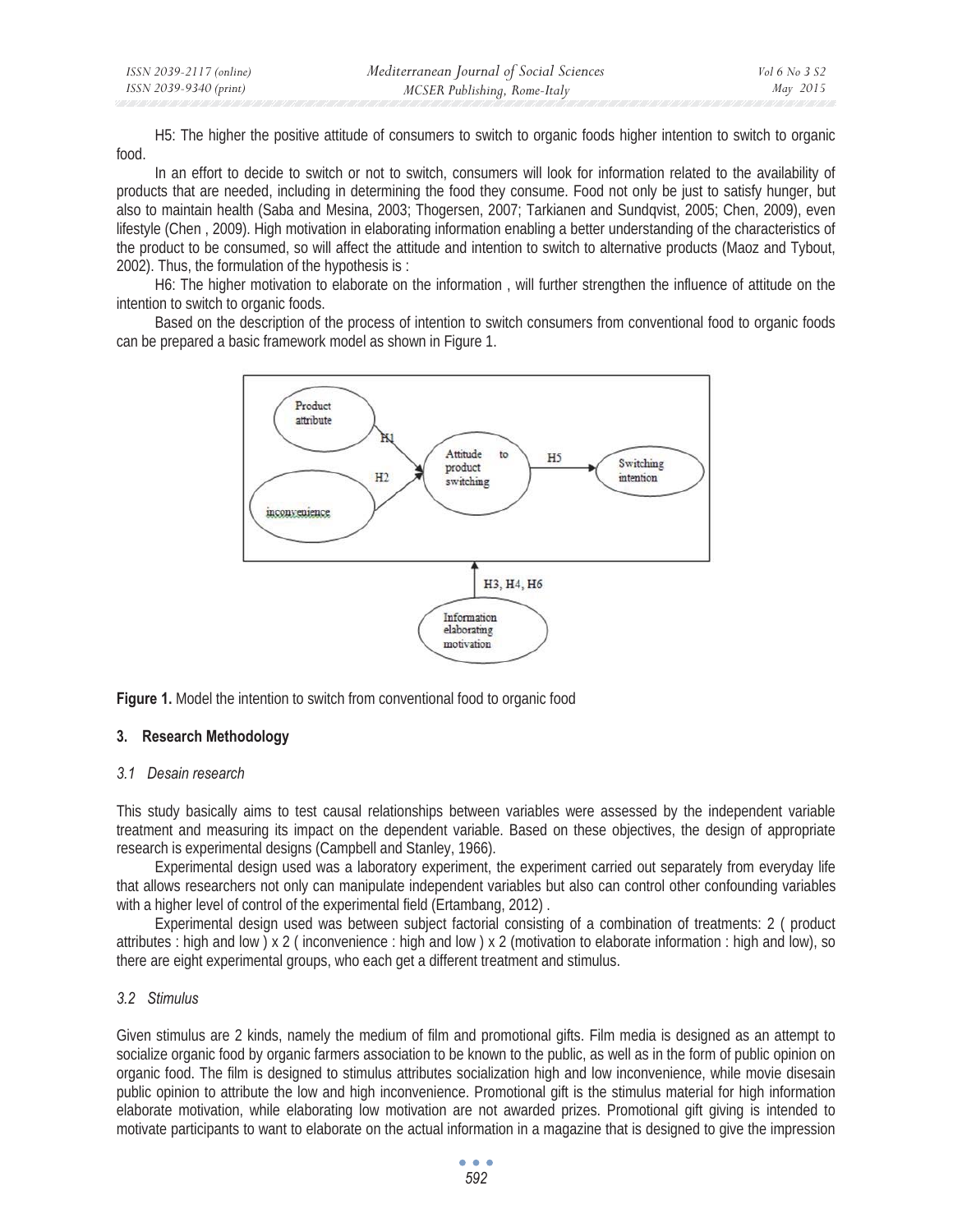H5: The higher the positive attitude of consumers to switch to organic foods higher intention to switch to organic food.

In an effort to decide to switch or not to switch, consumers will look for information related to the availability of products that are needed, including in determining the food they consume. Food not only be just to satisfy hunger, but also to maintain health (Saba and Mesina, 2003; Thogersen, 2007; Tarkianen and Sundqvist, 2005; Chen, 2009), even lifestyle (Chen , 2009). High motivation in elaborating information enabling a better understanding of the characteristics of the product to be consumed, so will affect the attitude and intention to switch to alternative products (Maoz and Tybout, 2002). Thus, the formulation of the hypothesis is :

H6: The higher motivation to elaborate on the information , will further strengthen the influence of attitude on the intention to switch to organic foods.

Based on the description of the process of intention to switch consumers from conventional food to organic foods can be prepared a basic framework model as shown in Figure 1.

**Figure 1.** Model the intention to switch from conventional food to organic food

## 3. Research Methodology

### *3.1 Desain research*

This study basically aims to test causal relationships between variables were assessed by the independent variable treatment and measuring its impact on the dependent variable. Based on these objectives, the design of appropriate research is experimental designs (Campbell and Stanley, 1966).

Experimental design used was a laboratory experiment, the experiment carried out separately from everyday life that allows researchers not only can manipulate independent variables but also can control other confounding variables with a higher level of control of the experimental field (Ertambang, 2012) .

Experimental design used was between subject factorial consisting of a combination of treatments: 2 ( product attributes : high and low ) x 2 ( inconvenience : high and low ) x 2 (motivation to elaborate information : high and low), so there are eight experimental groups, who each get a different treatment and stimulus.

### *3.2 Stimulus*

Given stimulus are 2 kinds, namely the medium of film and promotional gifts. Film media is designed as an attempt to socialize organic food by organic farmers association to be known to the public, as well as in the form of public opinion on organic food. The film is designed to stimulus attributes socialization high and low inconvenience, while movie disesain public opinion to attribute the low and high inconvenience. Promotional gift is the stimulus material for high information elaborate motivation, while elaborating low motivation are not awarded prizes. Promotional gift giving is intended to motivate participants to want to elaborate on the actual information in a magazine that is designed to give the impression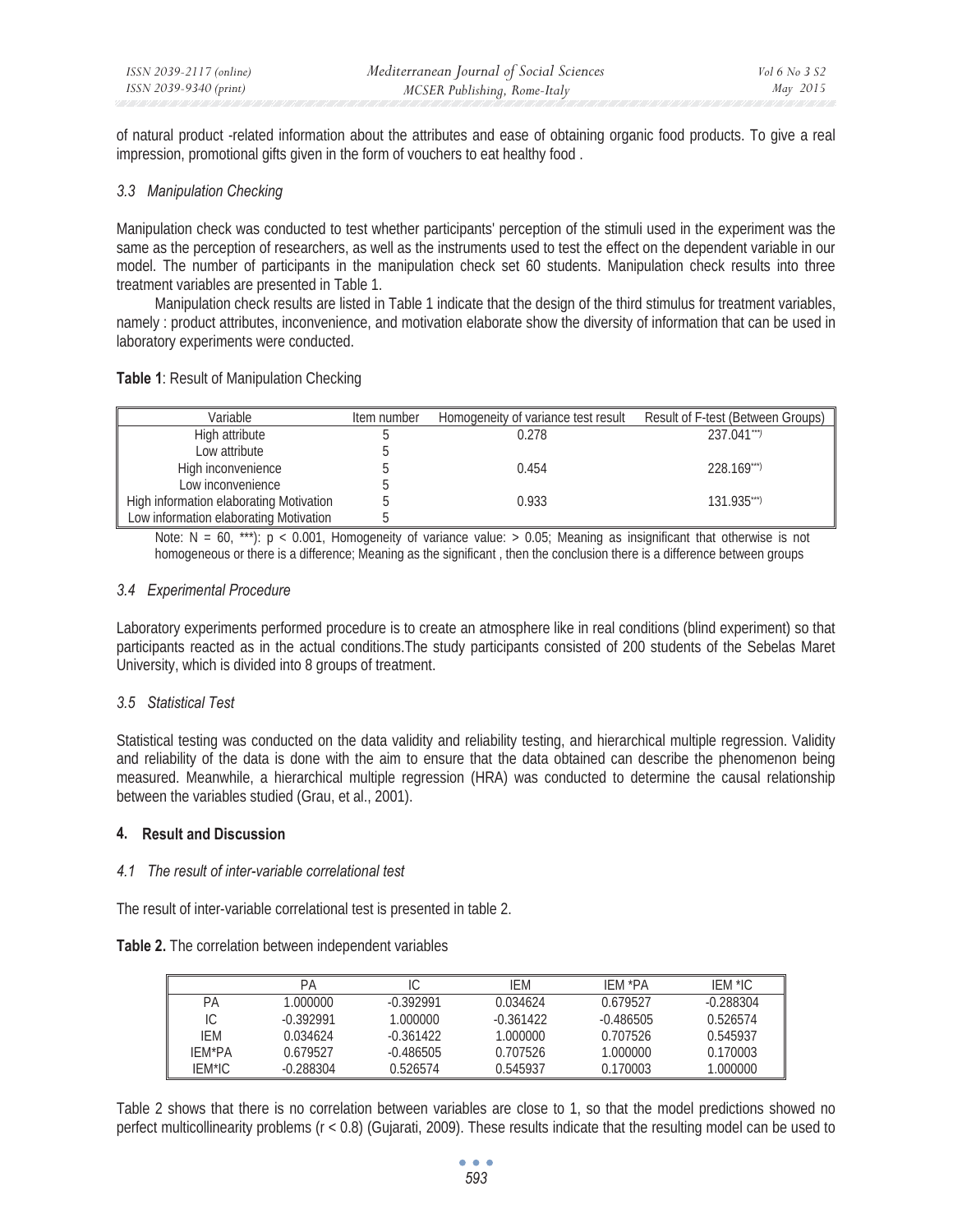of natural product -related information about the attributes and ease of obtaining organic food products. To give a real impression, promotional gifts given in the form of vouchers to eat healthy food .

### *3.3 Manipulation Checking*

Manipulation check was conducted to test whether participants' perception of the stimuli used in the experiment was the same as the perception of researchers, as well as the instruments used to test the effect on the dependent variable in our model. The number of participants in the manipulation check set 60 students. Manipulation check results into three treatment variables are presented in Table 1.

Manipulation check results are listed in Table 1 indicate that the design of the third stimulus for treatment variables, namely : product attributes, inconvenience, and motivation elaborate show the diversity of information that can be used in laboratory experiments were conducted.

**Table 1**: Result of Manipulation Checking

| Variable | Item number | Homogeneity of variance test result | Result of F-test (Between Groups) |
|---|---|---|---|
| High attribute | 5 | 0.278 | 237.041***) |
| Low attribute | 5 | | |
| High inconvenience | 5 | 0.454 | 228.169***) |
| Low inconvenience | 5 | | |
| High information elaborating Motivation | 5 | 0.933 | 131.935***) |
| Low information elaborating Motivation | 5 | | |

Note: N = 60, ***): $p < 0.001$, Homogeneity of variance value: > 0.05; Meaning as insignificant that otherwise is not homogeneous or there is a difference; Meaning as the significant , then the conclusion there is a difference between groups

### *3.4 Experimental Procedure*

Laboratory experiments performed procedure is to create an atmosphere like in real conditions (blind experiment) so that participants reacted as in the actual conditions.The study participants consisted of 200 students of the Sebelas Maret University, which is divided into 8 groups of treatment.

### *3.5 Statistical Test*

Statistical testing was conducted on the data validity and reliability testing, and hierarchical multiple regression. Validity and reliability of the data is done with the aim to ensure that the data obtained can describe the phenomenon being measured. Meanwhile, a hierarchical multiple regression (HRA) was conducted to determine the causal relationship between the variables studied (Grau, et al., 2001).

## 4. Result and Discussion

### *4.1 The result of inter-variable correlational test*

The result of inter-variable correlational test is presented in table 2.

**Table 2.** The correlation between independent variables

| | PA | IC | IEM | IEM *PA | IEM *IC |
|---|---|---|---|---|---|
| PA | 1.000000 | -0.392991 | 0.034624 | 0.679527 | -0.288304 |
| IC | -0.392991 | 1.000000 | -0.361422 | -0.486505 | 0.526574 |
| IEM | 0.034624 | -0.361422 | 1.000000 | 0.707526 | 0.545937 |
| IEM*PA | 0.679527 | -0.486505 | 0.707526 | 1.000000 | 0.170003 |
| IEM*IC | -0.288304 | 0.526574 | 0.545937 | 0.170003 | 1.000000 |

Table 2 shows that there is no correlation between variables are close to 1, so that the model predictions showed no perfect multicollinearity problems ($r < 0.8$) (Gujarati, 2009). These results indicate that the resulting model can be used to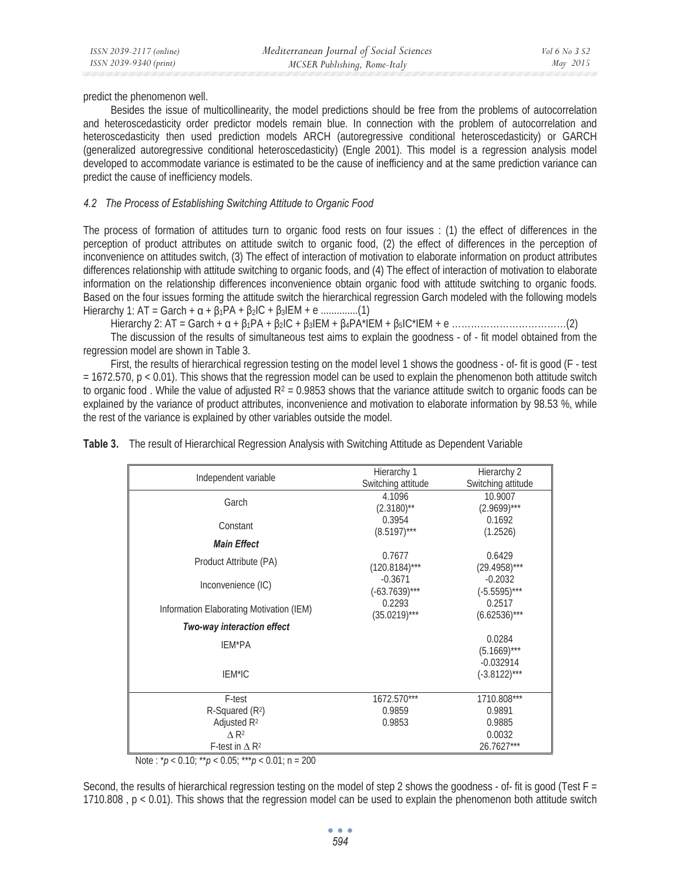predict the phenomenon well.

Besides the issue of multicollinearity, the model predictions should be free from the problems of autocorrelation and heteroscedasticity order predictor models remain blue. In connection with the problem of autocorrelation and heteroscedasticity then used prediction models ARCH (autoregressive conditional heteroscedasticity) or GARCH (generalized autoregressive conditional heteroscedasticity) (Engle 2001). This model is a regression analysis model developed to accommodate variance is estimated to be the cause of inefficiency and at the same prediction variance can predict the cause of inefficiency models.

### *4.2 The Process of Establishing Switching Attitude to Organic Food*

The process of formation of attitudes turn to organic food rests on four issues : (1) the effect of differences in the perception of product attributes on attitude switch to organic food, (2) the effect of differences in the perception of inconvenience on attitudes switch, (3) The effect of interaction of motivation to elaborate information on product attributes differences relationship with attitude switching to organic foods, and (4) The effect of interaction of motivation to elaborate information on the relationship differences inconvenience obtain organic food with attitude switching to organic foods. Based on the four issues forming the attitude switch the hierarchical regression Garch modeled with the following models

Hierarchy 1: $AT = Garch + \alpha + \beta_1 PA + \beta_2 IC + \beta_3 IEM + e$ ..............(1)

Hierarchy 2: $AT = Garch + \alpha + \beta_1 PA + \beta_2 IC + \beta_3 IEM + \beta_4 PA*IEM + \beta_5 IC*IEM + e$ ………………………………(2)

The discussion of the results of simultaneous test aims to explain the goodness - of - fit model obtained from the regression model are shown in Table 3.

First, the results of hierarchical regression testing on the model level 1 shows the goodness - of- fit is good (F - test = 1672.570, $p < 0.01$). This shows that the regression model can be used to explain the phenomenon both attitude switch to organic food . While the value of adjusted $R^2 = 0.9853$ shows that the variance attitude switch to organic foods can be explained by the variance of product attributes, inconvenience and motivation to elaborate information by 98.53 %, while the rest of the variance is explained by other variables outside the model.

**Table 3.** The result of Hierarchical Regression Analysis with Switching Attitude as Dependent Variable

| Independent variable | Hierarchy 1<br>Switching attitude | Hierarchy 2<br>Switching attitude |
|---|---|---|
| Garch | 4.1096<br>(2.3180)** | 10.9007<br>(2.9699)*** |
| Constant | 0.3954<br>(8.5197)*** | 0.1692<br>(1.2526) |
| ***Main Effect*** | | |
| Product Attribute (PA) | 0.7677<br>(120.8184)*** | 0.6429<br>(29.4958)*** |
| Inconvenience (IC) | -0.3671<br>(-63.7639)*** | -0.2032<br>(-5.5595)*** |
| Information Elaborating Motivation (IEM) | 0.2293<br>(35.0219)*** | 0.2517<br>(6.62536)*** |
| ***Two-way interaction effect*** | | |
| IEM*PA | | 0.0284<br>(5.1669)*** |
| IEM*IC | | -0.032914<br>(-3.8122)*** |
| F-test | 1672.570*** | 1710.808*** |
| R-Squared ($R^2$) | 0.9859 | 0.9891 |
| Adjusted $R^2$ | 0.9853 | 0.9885 |
| $\Delta R^2$ | | 0.0032 |
| F-test in $\Delta R^2$ | | 26.7627*** |

Note : *$p < 0.10$; **$p < 0.05$; ***$p < 0.01$; n = 200

Second, the results of hierarchical regression testing on the model of step 2 shows the goodness - of- fit is good (Test F = 1710.808 , $p < 0.01$). This shows that the regression model can be used to explain the phenomenon both attitude switch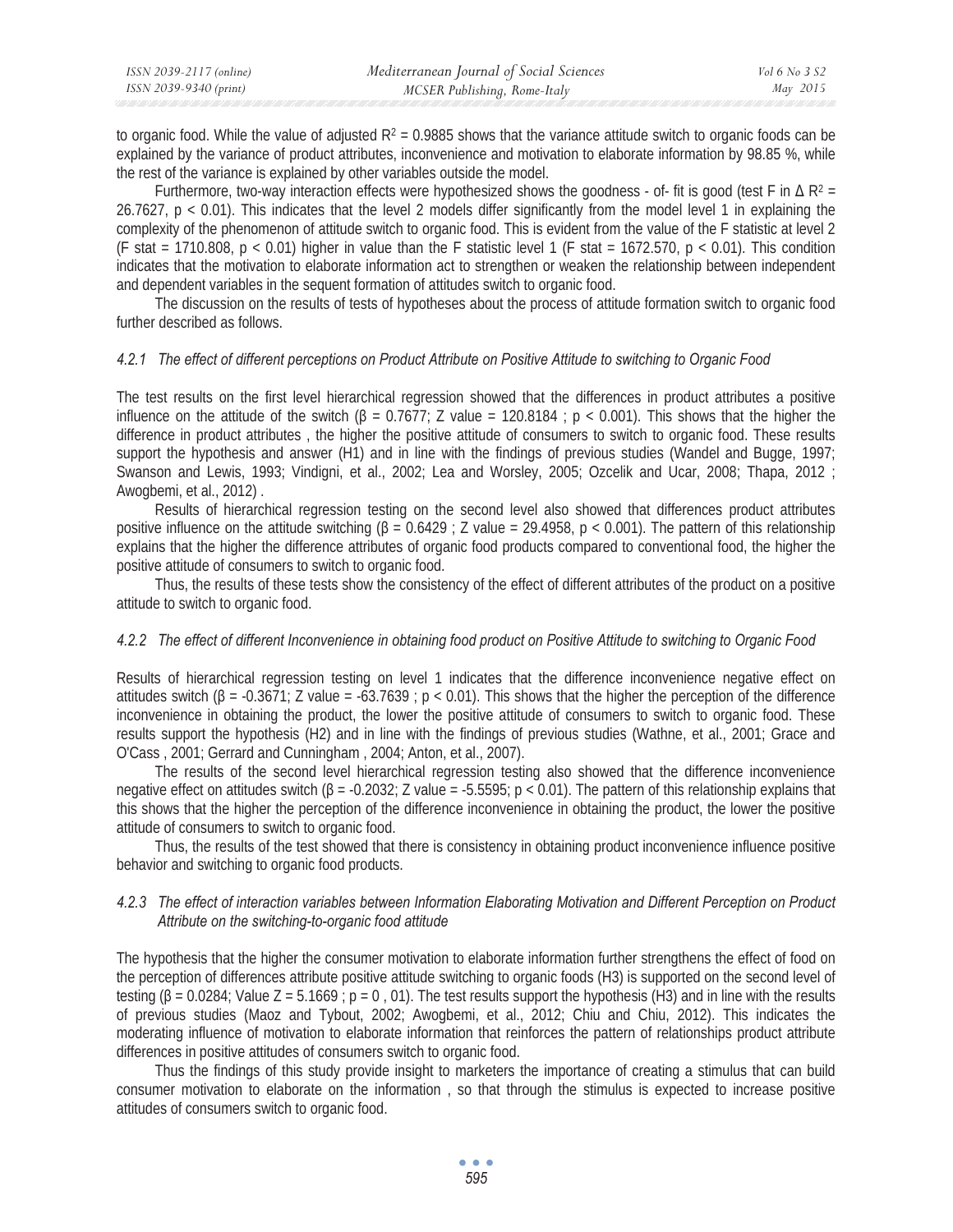to organic food. While the value of adjusted $R^2 = 0.9885$ shows that the variance attitude switch to organic foods can be explained by the variance of product attributes, inconvenience and motivation to elaborate information by 98.85 %, while the rest of the variance is explained by other variables outside the model.

Furthermore, two-way interaction effects were hypothesized shows the goodness - of- fit is good (test F in $\Delta R^2 = 26.7627$, $p < 0.01$). This indicates that the level 2 models differ significantly from the model level 1 in explaining the complexity of the phenomenon of attitude switch to organic food. This is evident from the value of the F statistic at level 2 (F stat = 1710.808, $p < 0.01$) higher in value than the F statistic level 1 (F stat = 1672.570, $p < 0.01$). This condition indicates that the motivation to elaborate information act to strengthen or weaken the relationship between independent and dependent variables in the sequent formation of attitudes switch to organic food.

The discussion on the results of tests of hypotheses about the process of attitude formation switch to organic food further described as follows.

### *4.2.1 The effect of different perceptions on Product Attribute on Positive Attitude to switching to Organic Food*

The test results on the first level hierarchical regression showed that the differences in product attributes a positive influence on the attitude of the switch ($\beta = 0.7677$; Z value = 120.8184 ; $p < 0.001$). This shows that the higher the difference in product attributes , the higher the positive attitude of consumers to switch to organic food. These results support the hypothesis and answer (H1) and in line with the findings of previous studies (Wandel and Bugge, 1997; Swanson and Lewis, 1993; Vindigni, et al., 2002; Lea and Worsley, 2005; Ozcelik and Ucar, 2008; Thapa, 2012 ; Awogbemi, et al., 2012) .

Results of hierarchical regression testing on the second level also showed that differences product attributes positive influence on the attitude switching ($\beta = 0.6429$ ; Z value = 29.4958, $p < 0.001$). The pattern of this relationship explains that the higher the difference attributes of organic food products compared to conventional food, the higher the positive attitude of consumers to switch to organic food.

Thus, the results of these tests show the consistency of the effect of different attributes of the product on a positive attitude to switch to organic food.

### *4.2.2 The effect of different Inconvenience in obtaining food product on Positive Attitude to switching to Organic Food*

Results of hierarchical regression testing on level 1 indicates that the difference inconvenience negative effect on attitudes switch ($\beta = -0.3671$; Z value = -63.7639 ; $p < 0.01$). This shows that the higher the perception of the difference inconvenience in obtaining the product, the lower the positive attitude of consumers to switch to organic food. These results support the hypothesis (H2) and in line with the findings of previous studies (Wathne, et al., 2001; Grace and O'Cass , 2001; Gerrard and Cunningham , 2004; Anton, et al., 2007).

The results of the second level hierarchical regression testing also showed that the difference inconvenience negative effect on attitudes switch ($\beta = -0.2032$; Z value = -5.5595; $p < 0.01$). The pattern of this relationship explains that this shows that the higher the perception of the difference inconvenience in obtaining the product, the lower the positive attitude of consumers to switch to organic food.

Thus, the results of the test showed that there is consistency in obtaining product inconvenience influence positive behavior and switching to organic food products.

### *4.2.3 The effect of interaction variables between Information Elaborating Motivation and Different Perception on Product Attribute on the switching-to-organic food attitude*

The hypothesis that the higher the consumer motivation to elaborate information further strengthens the effect of food on the perception of differences attribute positive attitude switching to organic foods (H3) is supported on the second level of testing ($\beta = 0.0284$; Value Z = 5.1669 ; p = 0 , 01). The test results support the hypothesis (H3) and in line with the results of previous studies (Maoz and Tybout, 2002; Awogbemi, et al., 2012; Chiu and Chiu, 2012). This indicates the moderating influence of motivation to elaborate information that reinforces the pattern of relationships product attribute differences in positive attitudes of consumers switch to organic food.

Thus the findings of this study provide insight to marketers the importance of creating a stimulus that can build consumer motivation to elaborate on the information , so that through the stimulus is expected to increase positive attitudes of consumers switch to organic food.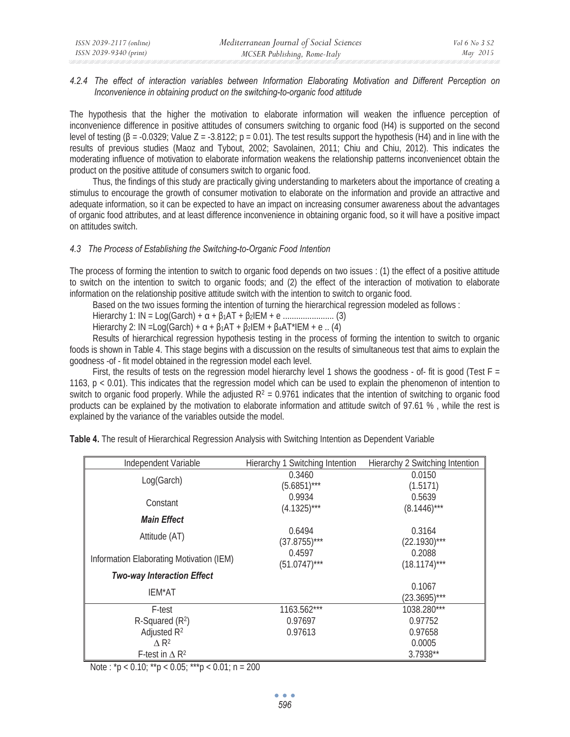#### *4.2.4 The effect of interaction variables between Information Elaborating Motivation and Different Perception on Inconvenience in obtaining product on the switching-to-organic food attitude*

The hypothesis that the higher the motivation to elaborate information will weaken the influence perception of inconvenience difference in positive attitudes of consumers switching to organic food (H4) is supported on the second level of testing ($\beta = -0.0329$; Value $Z = -3.8122$; $p = 0.01$). The test results support the hypothesis (H4) and in line with the results of previous studies (Maoz and Tybout, 2002; Savolainen, 2011; Chiu and Chiu, 2012). This indicates the moderating influence of motivation to elaborate information weakens the relationship patterns inconveniencet obtain the product on the positive attitude of consumers switch to organic food.

Thus, the findings of this study are practically giving understanding to marketers about the importance of creating a stimulus to encourage the growth of consumer motivation to elaborate on the information and provide an attractive and adequate information, so it can be expected to have an impact on increasing consumer awareness about the advantages of organic food attributes, and at least difference inconvenience in obtaining organic food, so it will have a positive impact on attitudes switch.

### *4.3 The Process of Establishing the Switching-to-Organic Food Intention*

The process of forming the intention to switch to organic food depends on two issues : (1) the effect of a positive attitude to switch on the intention to switch to organic foods; and (2) the effect of the interaction of motivation to elaborate information on the relationship positive attitude switch with the intention to switch to organic food.

Based on the two issues forming the intention of turning the hierarchical regression modeled as follows :

Hierarchy 1: $IN = Log(Garch) + \alpha + \beta_1 AT + \beta_2 IEM + e$ ....................... (3)

Hierarchy 2: $IN = Log(Garch) + \alpha + \beta_1 AT + \beta_2 IEM + \beta_4 AT{*}IEM + e$ .. (4)

Results of hierarchical regression hypothesis testing in the process of forming the intention to switch to organic foods is shown in Table 4. This stage begins with a discussion on the results of simultaneous test that aims to explain the goodness -of - fit model obtained in the regression model each level.

First, the results of tests on the regression model hierarchy level 1 shows the goodness - of- fit is good (Test $F = 1163$, $p < 0.01$). This indicates that the regression model which can be used to explain the phenomenon of intention to switch to organic food properly. While the adjusted $R^2 = 0.9761$ indicates that the intention of switching to organic food products can be explained by the motivation to elaborate information and attitude switch of 97.61 % , while the rest is explained by the variance of the variables outside the model.

**Table 4.** The result of Hierarchical Regression Analysis with Switching Intention as Dependent Variable

| Independent Variable | Hierarchy 1 Switching Intention | Hierarchy 2 Switching Intention |
|---|---|---|
| Log(Garch) | 0.3460<br>(5.6851)*** | 0.0150<br>(1.5171) |
| Constant | 0.9934<br>(4.1325)*** | 0.5639<br>(8.1446)*** |
| ***Main Effect*** | | |
| Attitude (AT) | 0.6494<br>(37.8755)*** | 0.3164<br>(22.1930)*** |
| Information Elaborating Motivation (IEM) | 0.4597<br>(51.0747)*** | 0.2088<br>(18.1174)*** |
| ***Two-way Interaction Effect*** | | |
| IEM*AT | | 0.1067<br>(23.3695)*** |
| F-test | 1163.562*** | 1038.280*** |
| R-Squared ($R^2$) | 0.97697 | 0.97752 |
| Adjusted $R^2$ | 0.97613 | 0.97658 |
| $\Delta R^2$ | | 0.0005 |
| F-test in $\Delta R^2$ | | 3.7938** |

Note : *$p < 0.10$; **$p < 0.05$; ***$p < 0.01$; n = 200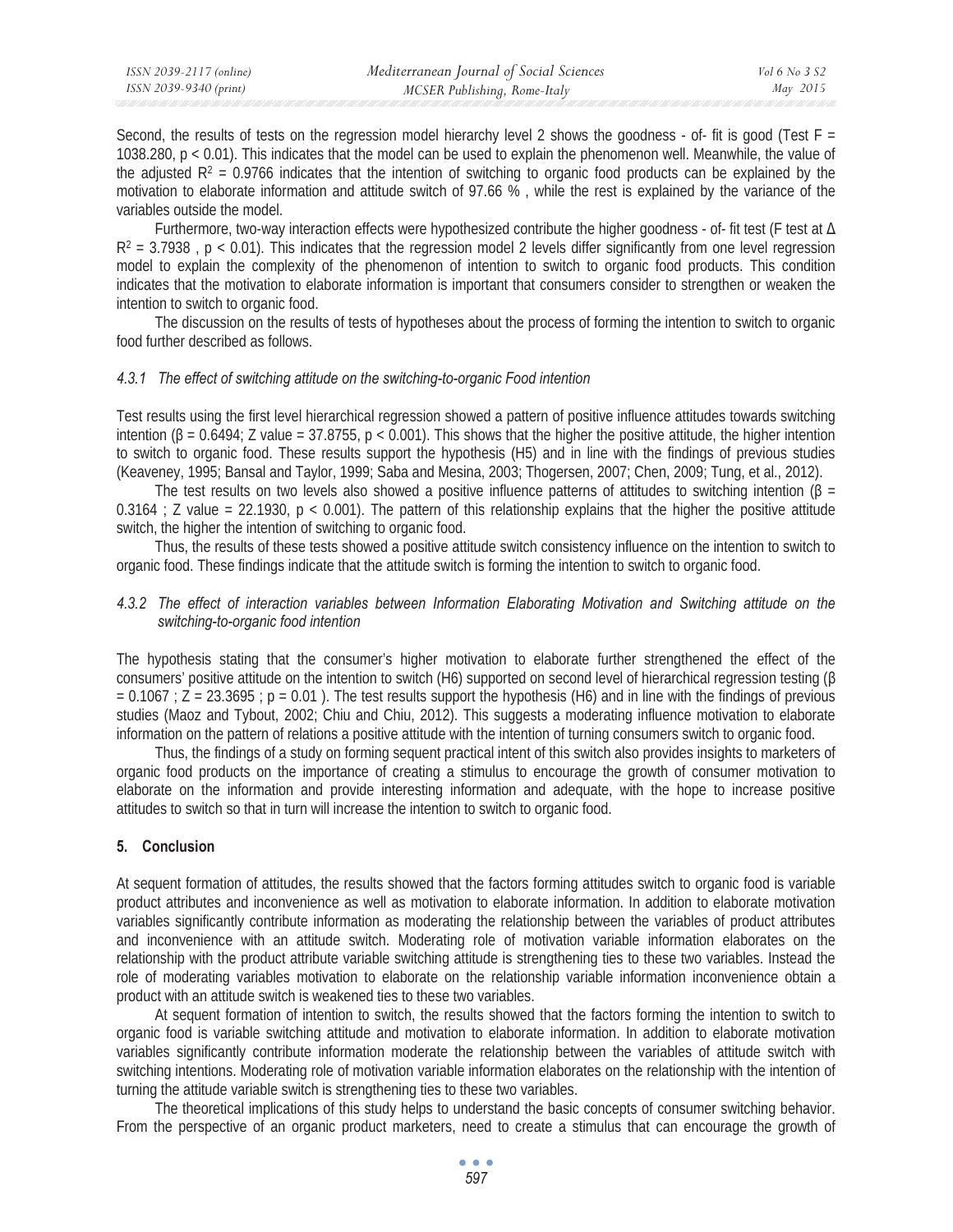Second, the results of tests on the regression model hierarchy level 2 shows the goodness - of- fit is good (Test F = 1038.280, $p < 0.01$). This indicates that the model can be used to explain the phenomenon well. Meanwhile, the value of the adjusted $R^2 = 0.9766$ indicates that the intention of switching to organic food products can be explained by the motivation to elaborate information and attitude switch of 97.66 % , while the rest is explained by the variance of the variables outside the model.

Furthermore, two-way interaction effects were hypothesized contribute the higher goodness - of- fit test (F test at $\Delta R^2 = 3.7938$ , $p < 0.01$). This indicates that the regression model 2 levels differ significantly from one level regression model to explain the complexity of the phenomenon of intention to switch to organic food products. This condition indicates that the motivation to elaborate information is important that consumers consider to strengthen or weaken the intention to switch to organic food.

The discussion on the results of tests of hypotheses about the process of forming the intention to switch to organic food further described as follows.

### *4.3.1 The effect of switching attitude on the switching-to-organic Food intention*

Test results using the first level hierarchical regression showed a pattern of positive influence attitudes towards switching intention ($\beta = 0.6494$; Z value = 37.8755, $p < 0.001$). This shows that the higher the positive attitude, the higher intention to switch to organic food. These results support the hypothesis (H5) and in line with the findings of previous studies (Keaveney, 1995; Bansal and Taylor, 1999; Saba and Mesina, 2003; Thogersen, 2007; Chen, 2009; Tung, et al., 2012).

The test results on two levels also showed a positive influence patterns of attitudes to switching intention ($\beta = 0.3164$ ; Z value = 22.1930, $p < 0.001$). The pattern of this relationship explains that the higher the positive attitude switch, the higher the intention of switching to organic food.

Thus, the results of these tests showed a positive attitude switch consistency influence on the intention to switch to organic food. These findings indicate that the attitude switch is forming the intention to switch to organic food.

### *4.3.2 The effect of interaction variables between Information Elaborating Motivation and Switching attitude on the switching-to-organic food intention*

The hypothesis stating that the consumer's higher motivation to elaborate further strengthened the effect of the consumers' positive attitude on the intention to switch (H6) supported on second level of hierarchical regression testing ($\beta = 0.1067$ ; $Z = 23.3695$ ; $p = 0.01$ ). The test results support the hypothesis (H6) and in line with the findings of previous studies (Maoz and Tybout, 2002; Chiu and Chiu, 2012). This suggests a moderating influence motivation to elaborate information on the pattern of relations a positive attitude with the intention of turning consumers switch to organic food.

Thus, the findings of a study on forming sequent practical intent of this switch also provides insights to marketers of organic food products on the importance of creating a stimulus to encourage the growth of consumer motivation to elaborate on the information and provide interesting information and adequate, with the hope to increase positive attitudes to switch so that in turn will increase the intention to switch to organic food.

## 5. Conclusion

At sequent formation of attitudes, the results showed that the factors forming attitudes switch to organic food is variable product attributes and inconvenience as well as motivation to elaborate information. In addition to elaborate motivation variables significantly contribute information as moderating the relationship between the variables of product attributes and inconvenience with an attitude switch. Moderating role of motivation variable information elaborates on the relationship with the product attribute variable switching attitude is strengthening ties to these two variables. Instead the role of moderating variables motivation to elaborate on the relationship variable information inconvenience obtain a product with an attitude switch is weakened ties to these two variables.

At sequent formation of intention to switch, the results showed that the factors forming the intention to switch to organic food is variable switching attitude and motivation to elaborate information. In addition to elaborate motivation variables significantly contribute information moderate the relationship between the variables of attitude switch with switching intentions. Moderating role of motivation variable information elaborates on the relationship with the intention of turning the attitude variable switch is strengthening ties to these two variables.

The theoretical implications of this study helps to understand the basic concepts of consumer switching behavior. From the perspective of an organic product marketers, need to create a stimulus that can encourage the growth of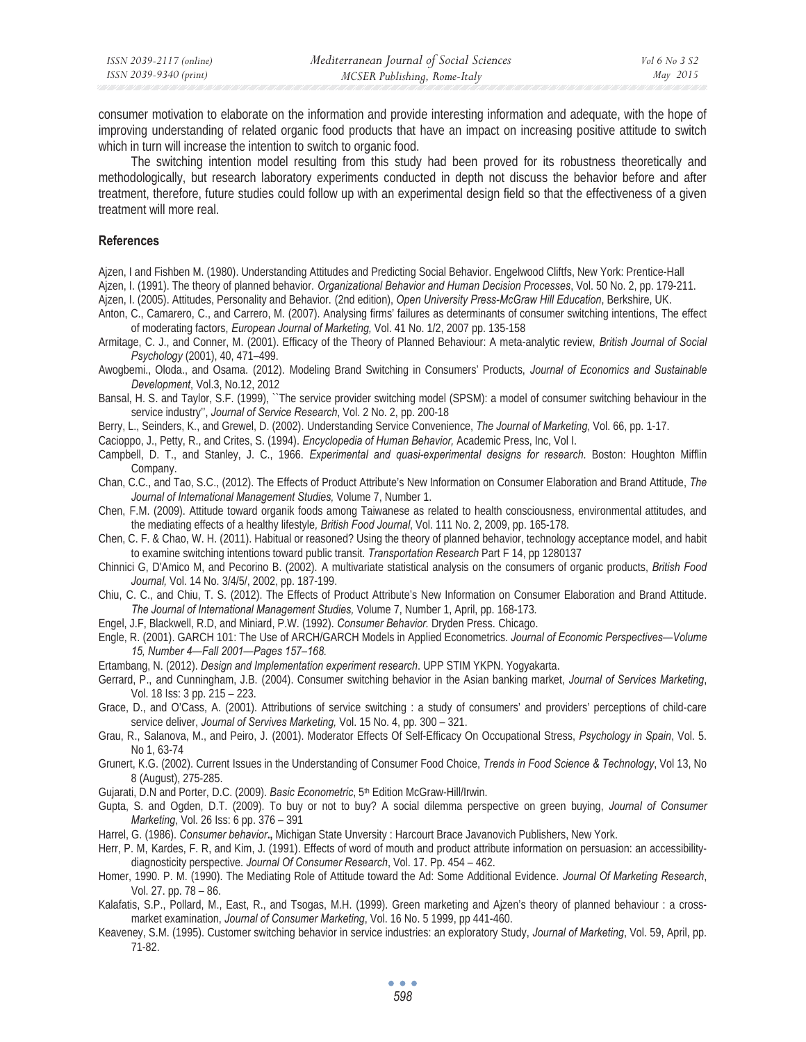consumer motivation to elaborate on the information and provide interesting information and adequate, with the hope of improving understanding of related organic food products that have an impact on increasing positive attitude to switch which in turn will increase the intention to switch to organic food.

The switching intention model resulting from this study had been proved for its robustness theoretically and methodologically, but research laboratory experiments conducted in depth not discuss the behavior before and after treatment, therefore, future studies could follow up with an experimental design field so that the effectiveness of a given treatment will more real.

### References

Ajzen, I and Fishben M. (1980). Understanding Attitudes and Predicting Social Behavior. Engelwood Cliftfs, New York: Prentice-Hall

Ajzen, I. (1991). The theory of planned behavior. *Organizational Behavior and Human Decision Processes*, Vol. 50 No. 2, pp. 179-211.

Ajzen, I. (2005). Attitudes, Personality and Behavior. (2nd edition), *Open University Press-McGraw Hill Education*, Berkshire, UK.

Anton, C., Camarero, C., and Carrero, M. (2007). Analysing firms' failures as determinants of consumer switching intentions, The effect of moderating factors, *European Journal of Marketing,* Vol. 41 No. 1/2, 2007 pp. 135-158

Armitage, C. J., and Conner, M. (2001). Efficacy of the Theory of Planned Behaviour: A meta-analytic review, *British Journal of Social Psychology* (2001), 40, 471–499.

Awogbemi., Oloda., and Osama. (2012). Modeling Brand Switching in Consumers' Products, *Journal of Economics and Sustainable Development*, Vol.3, No.12, 2012

Bansal, H. S. and Taylor, S.F. (1999), ``The service provider switching model (SPSM): a model of consumer switching behaviour in the service industry'', *Journal of Service Research*, Vol. 2 No. 2, pp. 200-18

Berry, L., Seinders, K., and Grewel, D. (2002). Understanding Service Convenience, *The Journal of Marketing*, Vol. 66, pp. 1-17.

Cacioppo, J., Petty, R., and Crites, S. (1994). *Encyclopedia of Human Behavior,* Academic Press, Inc, Vol I.

Campbell, D. T., and Stanley, J. C., 1966. *Experimental and quasi-experimental designs for research.* Boston: Houghton Mifflin Company.

Chan, C.C., and Tao, S.C., (2012). The Effects of Product Attribute's New Information on Consumer Elaboration and Brand Attitude, *The Journal of International Management Studies,* Volume 7, Number 1.

Chen, F.M. (2009). Attitude toward organik foods among Taiwanese as related to health consciousness, environmental attitudes, and the mediating effects of a healthy lifestyle*, British Food Journal*, Vol. 111 No. 2, 2009, pp. 165-178.

Chen, C. F. & Chao, W. H. (2011). Habitual or reasoned? Using the theory of planned behavior, technology acceptance model, and habit to examine switching intentions toward public transit. *Transportation Research* Part F 14, pp 1280137

Chinnici G, D'Amico M, and Pecorino B. (2002). A multivariate statistical analysis on the consumers of organic products, *British Food Journal,* Vol. 14 No. 3/4/5/, 2002, pp. 187-199.

Chiu, C. C., and Chiu, T. S. (2012). The Effects of Product Attribute's New Information on Consumer Elaboration and Brand Attitude. *The Journal of International Management Studies,* Volume 7, Number 1, April, pp. 168-173.

Engel, J.F, Blackwell, R.D, and Miniard, P.W. (1992). *Consumer Behavior.* Dryden Press. Chicago.

Engle, R. (2001). GARCH 101: The Use of ARCH/GARCH Models in Applied Econometrics. *Journal of Economic Perspectives—Volume 15, Number 4—Fall 2001—Pages 157–168.*

Ertambang, N. (2012). *Design and Implementation experiment research*. UPP STIM YKPN. Yogyakarta.

Gerrard, P., and Cunningham, J.B. (2004). Consumer switching behavior in the Asian banking market, *Journal of Services Marketing*, Vol. 18 Iss: 3 pp. 215 – 223.

Grace, D., and O'Cass, A. (2001). Attributions of service switching : a study of consumers' and providers' perceptions of child-care service deliver, *Journal of Servives Marketing,* Vol. 15 No. 4, pp. 300 – 321.

Grau, R., Salanova, M., and Peiro, J. (2001). Moderator Effects Of Self-Efficacy On Occupational Stress, *Psychology in Spain*, Vol. 5. No 1, 63-74

Grunert, K.G. (2002). Current Issues in the Understanding of Consumer Food Choice, *Trends in Food Science & Technology*, Vol 13, No 8 (August), 275-285.

Gujarati, D.N and Porter, D.C. (2009). *Basic Econometric*, 5th Edition McGraw-Hill/Irwin.

Gupta, S. and Ogden, D.T. (2009). To buy or not to buy? A social dilemma perspective on green buying, *Journal of Consumer Marketing*, Vol. 26 Iss: 6 pp. 376 – 391

Harrel, G. (1986). *Consumer behavior***.,** Michigan State Unversity : Harcourt Brace Javanovich Publishers, New York.

Herr, P. M, Kardes, F. R, and Kim, J. (1991). Effects of word of mouth and product attribute information on persuasion: an accessibility-diagnosticity perspective. *Journal Of Consumer Research*, Vol. 17. Pp. 454 – 462.

Homer, 1990. P. M. (1990). The Mediating Role of Attitude toward the Ad: Some Additional Evidence. *Journal Of Marketing Research*, Vol. 27. pp. 78 – 86.

Kalafatis, S.P., Pollard, M., East, R., and Tsogas, M.H. (1999). Green marketing and Ajzen's theory of planned behaviour : a cross-market examination, *Journal of Consumer Marketing*, Vol. 16 No. 5 1999, pp 441-460.

Keaveney, S.M. (1995). Customer switching behavior in service industries: an exploratory Study, *Journal of Marketing*, Vol. 59, April, pp. 71-82.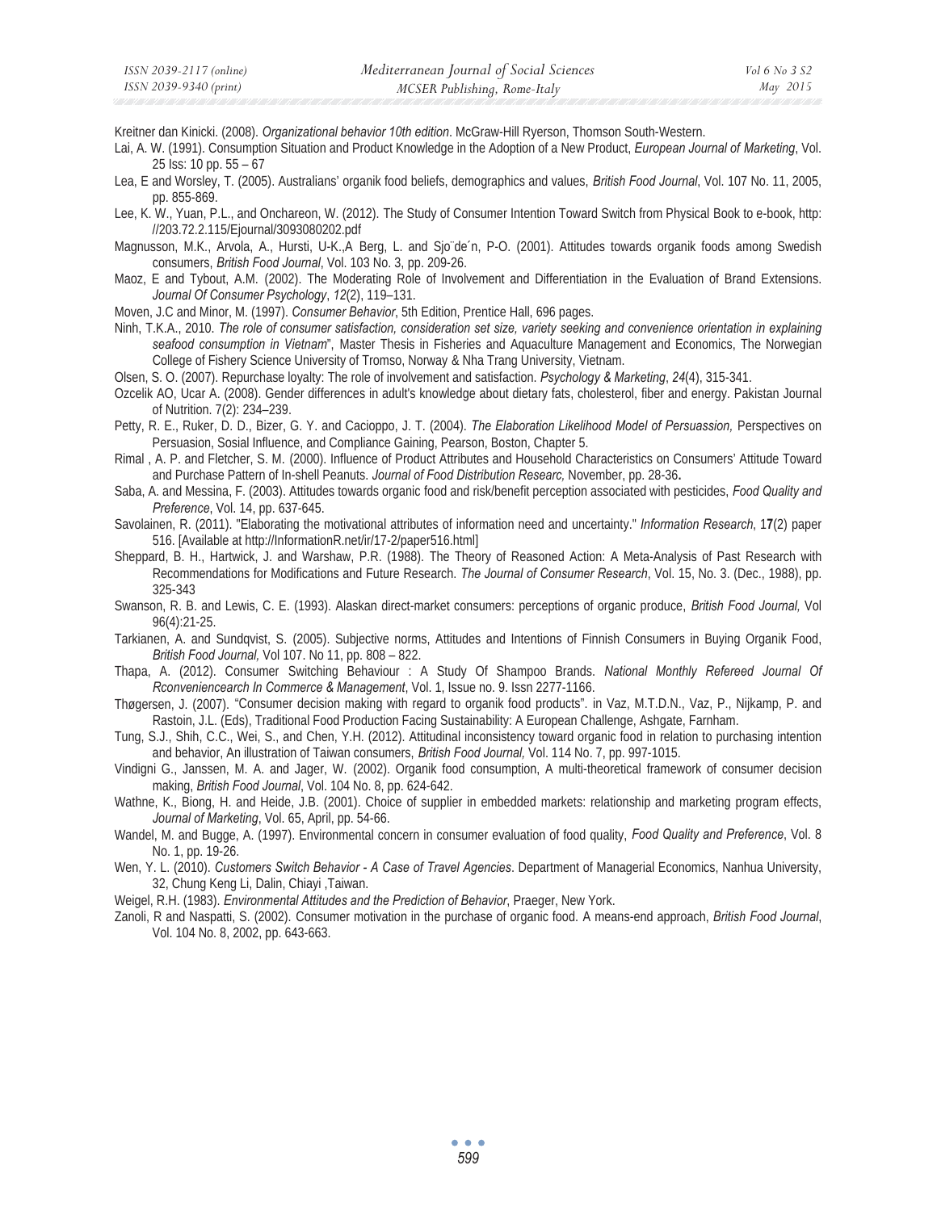Kreitner dan Kinicki. (2008). *Organizational behavior 10th edition*. McGraw-Hill Ryerson, Thomson South-Western.

Lai, A. W. (1991). Consumption Situation and Product Knowledge in the Adoption of a New Product, *European Journal of Marketing*, Vol. 25 Iss: 10 pp. 55 – 67

Lea, E and Worsley, T. (2005). Australians' organik food beliefs, demographics and values, *British Food Journal*, Vol. 107 No. 11, 2005, pp. 855-869.

Lee, K. W., Yuan, P.L., and Onchareon, W. (2012). The Study of Consumer Intention Toward Switch from Physical Book to e-book, http://203.72.2.115/Ejournal/3093080202.pdf

Magnusson, M.K., Arvola, A., Hursti, U-K.,A Berg, L. and Sjo¨de´n, P-O. (2001). Attitudes towards organik foods among Swedish consumers, *British Food Journal*, Vol. 103 No. 3, pp. 209-26.

Maoz, E and Tybout, A.M. (2002). The Moderating Role of Involvement and Differentiation in the Evaluation of Brand Extensions. *Journal Of Consumer Psychology*, *12*(2), 119–131.

Moven, J.C and Minor, M. (1997). *Consumer Behavior*, 5th Edition, Prentice Hall, 696 pages.

Ninh, T.K.A., 2010. *The role of consumer satisfaction, consideration set size, variety seeking and convenience orientation in explaining seafood consumption in Vietnam*", Master Thesis in Fisheries and Aquaculture Management and Economics, The Norwegian College of Fishery Science University of Tromso, Norway & Nha Trang University, Vietnam.

Olsen, S. O. (2007). Repurchase loyalty: The role of involvement and satisfaction. *Psychology & Marketing*, *24*(4), 315-341.

Ozcelik AO, Ucar A. (2008). Gender differences in adult's knowledge about dietary fats, cholesterol, fiber and energy. Pakistan Journal of Nutrition. 7(2): 234–239.

Petty, R. E., Ruker, D. D., Bizer, G. Y. and Cacioppo, J. T. (2004). *The Elaboration Likelihood Model of Persuassion,* Perspectives on Persuasion, Sosial Influence, and Compliance Gaining, Pearson, Boston, Chapter 5.

Rimal , A. P. and Fletcher, S. M. (2000). Influence of Product Attributes and Household Characteristics on Consumers' Attitude Toward and Purchase Pattern of In-shell Peanuts. *Journal of Food Distribution Researc,* November, pp. 28-36**.**

Saba, A. and Messina, F. (2003). Attitudes towards organic food and risk/benefit perception associated with pesticides, *Food Quality and Preference*, Vol. 14, pp. 637-645.

Savolainen, R. (2011). "Elaborating the motivational attributes of information need and uncertainty." *Information Research*, 1**7**(2) paper 516. [Available at http://InformationR.net/ir/17-2/paper516.html]

Sheppard, B. H., Hartwick, J. and Warshaw, P.R. (1988). The Theory of Reasoned Action: A Meta-Analysis of Past Research with Recommendations for Modifications and Future Research. *The Journal of Consumer Research*, Vol. 15, No. 3. (Dec., 1988), pp. 325-343

Swanson, R. B. and Lewis, C. E. (1993). Alaskan direct-market consumers: perceptions of organic produce, *British Food Journal,* Vol 96(4):21-25.

Tarkianen, A. and Sundqvist, S. (2005). Subjective norms, Attitudes and Intentions of Finnish Consumers in Buying Organik Food, *British Food Journal,* Vol 107. No 11, pp. 808 – 822.

Thapa, A. (2012). Consumer Switching Behaviour : A Study Of Shampoo Brands. *National Monthly Refereed Journal Of Rconveniencearch In Commerce & Management*, Vol. 1, Issue no. 9. Issn 2277-1166.

Thøgersen, J. (2007). "Consumer decision making with regard to organik food products". in Vaz, M.T.D.N., Vaz, P., Nijkamp, P. and Rastoin, J.L. (Eds), Traditional Food Production Facing Sustainability: A European Challenge, Ashgate, Farnham.

Tung, S.J., Shih, C.C., Wei, S., and Chen, Y.H. (2012). Attitudinal inconsistency toward organic food in relation to purchasing intention and behavior, An illustration of Taiwan consumers, *British Food Journal,* Vol. 114 No. 7, pp. 997-1015.

Vindigni G., Janssen, M. A. and Jager, W. (2002). Organik food consumption, A multi-theoretical framework of consumer decision making, *British Food Journal*, Vol. 104 No. 8, pp. 624-642.

Wathne, K., Biong, H. and Heide, J.B. (2001). Choice of supplier in embedded markets: relationship and marketing program effects, *Journal of Marketing*, Vol. 65, April, pp. 54-66.

Wandel, M. and Bugge, A. (1997). Environmental concern in consumer evaluation of food quality, *Food Quality and Preference*, Vol. 8 No. 1, pp. 19-26.

Wen, Y. L. (2010). *Customers Switch Behavior - A Case of Travel Agencies*. Department of Managerial Economics, Nanhua University, 32, Chung Keng Li, Dalin, Chiayi ,Taiwan.

Weigel, R.H. (1983). *Environmental Attitudes and the Prediction of Behavior*, Praeger, New York.

Zanoli, R and Naspatti, S. (2002). Consumer motivation in the purchase of organic food. A means-end approach, *British Food Journal*, Vol. 104 No. 8, 2002, pp. 643-663.